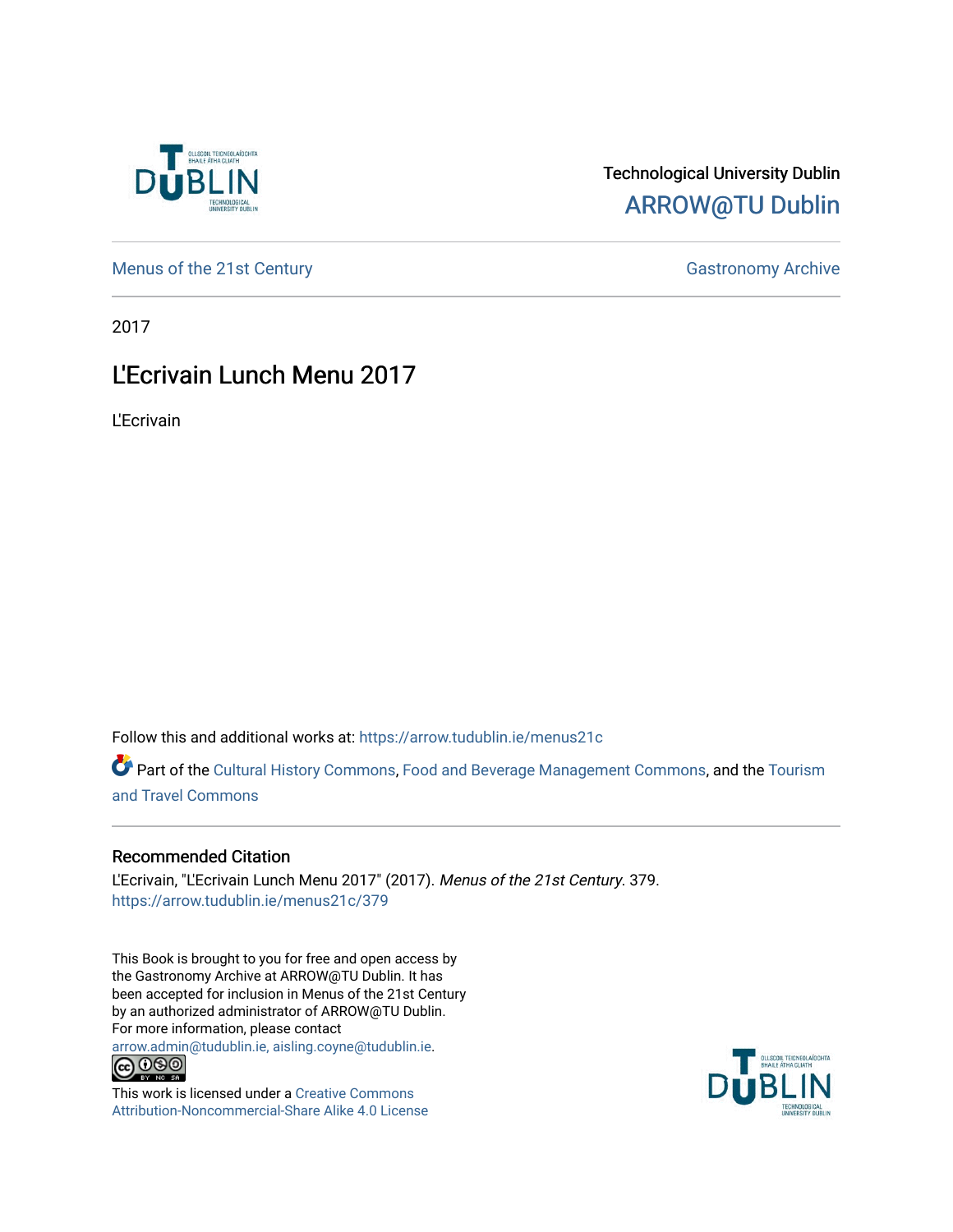Technological University Dublin

ARROW@TU Dublin

Menus of the 21st Century

Gastronomy Archive

2017

# L'Ecrivain Lunch Menu 2017

L'Ecrivain

Follow this and additional works at: https://arrow.tudublin.ie/menus21c

Part of the Cultural History Commons, Food and Beverage Management Commons, and the Tourism and Travel Commons

## Recommended Citation

L'Ecrivain, "L'Ecrivain Lunch Menu 2017" (2017). *Menus of the 21st Century*. 379.
https://arrow.tudublin.ie/menus21c/379

This Book is brought to you for free and open access by the Gastronomy Archive at ARROW@TU Dublin. It has been accepted for inclusion in Menus of the 21st Century by an authorized administrator of ARROW@TU Dublin. For more information, please contact arrow.admin@tudublin.ie, aisling.coyne@tudublin.ie.

This work is licensed under a Creative Commons Attribution-Noncommercial-Share Alike 4.0 License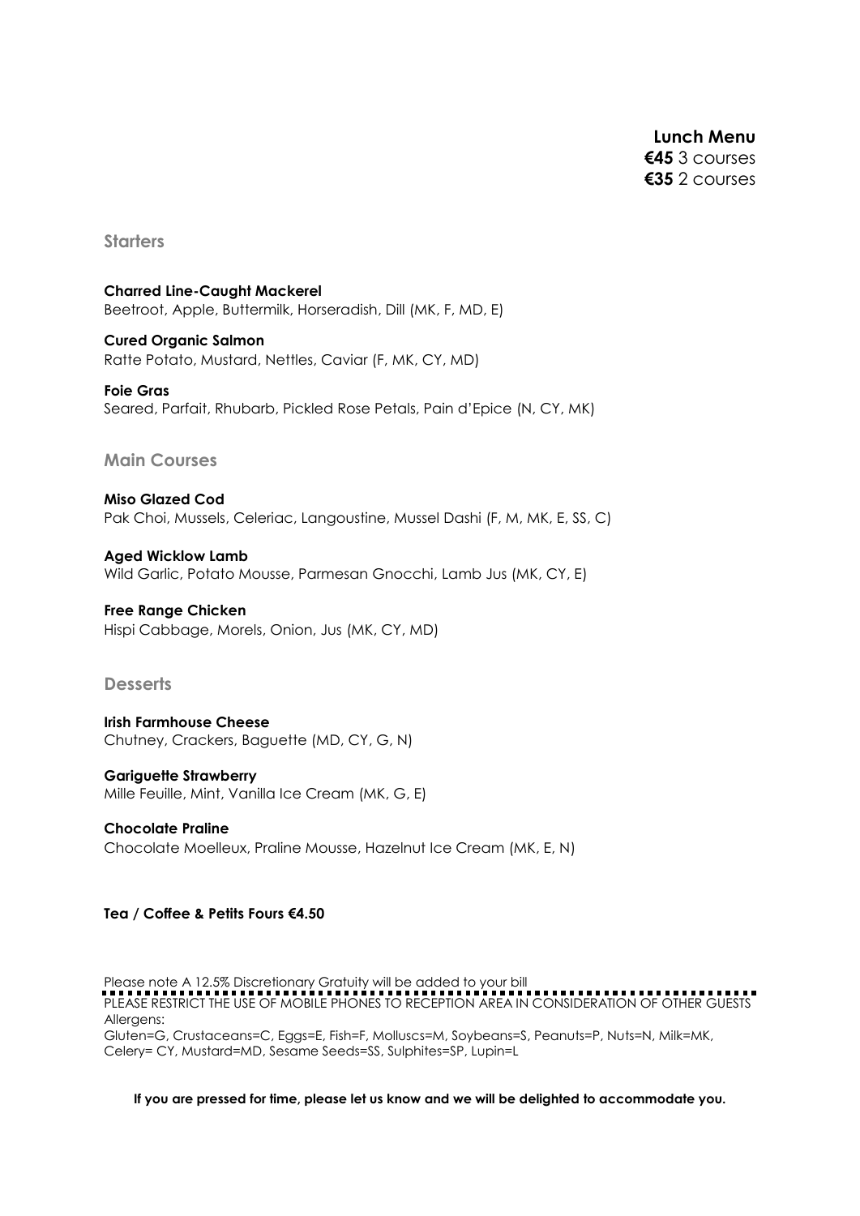**Lunch Menu**
**€45** 3 courses
**€35** 2 courses

## Starters

**Charred Line-Caught Mackerel**
Beetroot, Apple, Buttermilk, Horseradish, Dill (MK, F, MD, E)

**Cured Organic Salmon**
Ratte Potato, Mustard, Nettles, Caviar (F, MK, CY, MD)

**Foie Gras**
Seared, Parfait, Rhubarb, Pickled Rose Petals, Pain d'Epice (N, CY, MK)

## Main Courses

**Miso Glazed Cod**
Pak Choi, Mussels, Celeriac, Langoustine, Mussel Dashi (F, M, MK, E, SS, C)

**Aged Wicklow Lamb**
Wild Garlic, Potato Mousse, Parmesan Gnocchi, Lamb Jus (MK, CY, E)

**Free Range Chicken**
Hispi Cabbage, Morels, Onion, Jus (MK, CY, MD)

## Desserts

**Irish Farmhouse Cheese**
Chutney, Crackers, Baguette (MD, CY, G, N)

**Gariguette Strawberry**
Mille Feuille, Mint, Vanilla Ice Cream (MK, G, E)

**Chocolate Praline**
Chocolate Moelleux, Praline Mousse, Hazelnut Ice Cream (MK, E, N)

**Tea / Coffee & Petits Fours €4.50**

Please note A 12.5% Discretionary Gratuity will be added to your bill

PLEASE RESTRICT THE USE OF MOBILE PHONES TO RECEPTION AREA IN CONSIDERATION OF OTHER GUESTS

Allergens:
Gluten=G, Crustaceans=C, Eggs=E, Fish=F, Molluscs=M, Soybeans=S, Peanuts=P, Nuts=N, Milk=MK, Celery= CY, Mustard=MD, Sesame Seeds=SS, Sulphites=SP, Lupin=L

**If you are pressed for time, please let us know and we will be delighted to accommodate you.**